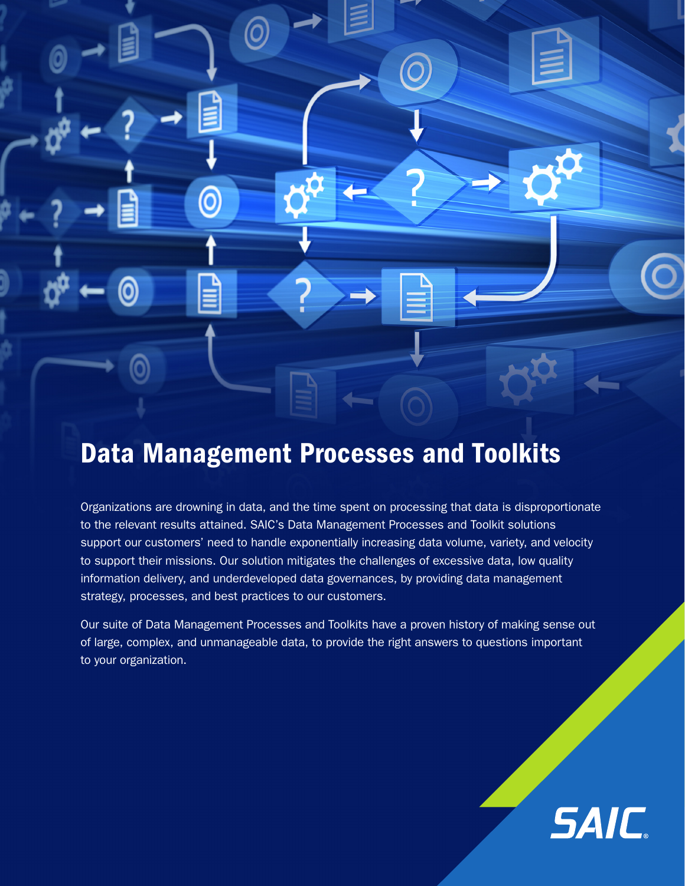# Data Management Processes and Toolkits

Organizations are drowning in data, and the time spent on processing that data is disproportionate to the relevant results attained. SAIC's Data Management Processes and Toolkit solutions support our customers' need to handle exponentially increasing data volume, variety, and velocity to support their missions. Our solution mitigates the challenges of excessive data, low quality information delivery, and underdeveloped data governances, by providing data management strategy, processes, and best practices to our customers.

Our suite of Data Management Processes and Toolkits have a proven history of making sense out of large, complex, and unmanageable data, to provide the right answers to questions important to your organization.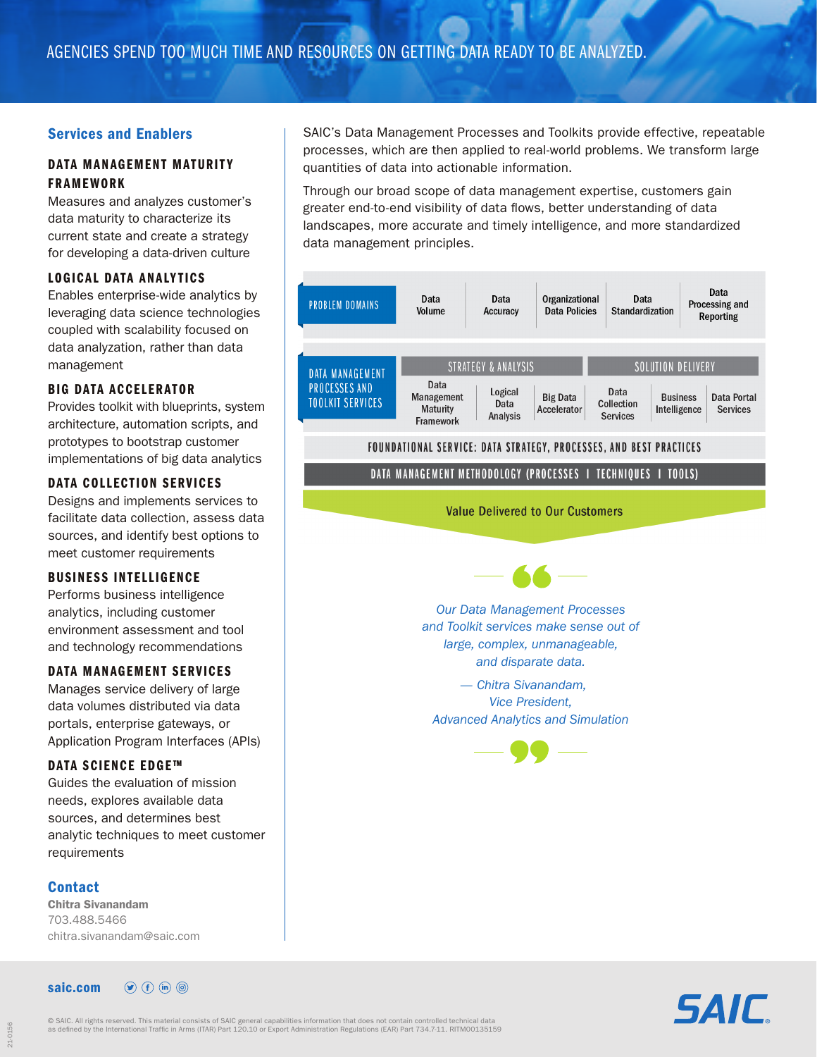AGENCIES SPEND TOO MUCH TIME AND RESOURCES ON GETTING DATA READY TO BE ANALYZED.

## Services and Enablers

### DATA MANAGEMENT MATURITY FRAMEWORK

Measures and analyzes customer's data maturity to characterize its current state and create a strategy for developing a data-driven culture

### LOGICAL DATA ANALYTICS

Enables enterprise-wide analytics by leveraging data science technologies coupled with scalability focused on data analyzation, rather than data management

### BIG DATA ACCELERATOR

Provides toolkit with blueprints, system architecture, automation scripts, and prototypes to bootstrap customer implementations of big data analytics

### DATA COLLECTION SERVICES

Designs and implements services to facilitate data collection, assess data sources, and identify best options to meet customer requirements

### BUSINESS INTELLIGENCE

Performs business intelligence analytics, including customer environment assessment and tool and technology recommendations

### DATA MANAGEMENT SERVICES

Manages service delivery of large data volumes distributed via data portals, enterprise gateways, or Application Program Interfaces (APIs)

### DATA SCIENCE EDGE™

Guides the evaluation of mission needs, explores available data sources, and determines best analytic techniques to meet customer requirements

## Contact

**Chitra Sivanandam**
703.488.5466
chitra.sivanandam@saic.com

SAIC's Data Management Processes and Toolkits provide effective, repeatable processes, which are then applied to real-world problems. We transform large quantities of data into actionable information.

Through our broad scope of data management expertise, customers gain greater end-to-end visibility of data flows, better understanding of data landscapes, more accurate and timely intelligence, and more standardized data management principles.

PROBLEM DOMAINS
Data Volume
Data Accuracy
Organizational Data Policies
Data Standardization
Data Processing and Reporting

DATA MANAGEMENT PROCESSES AND TOOLKIT SERVICES
STRATEGY & ANALYSIS
Data Management Maturity Framework
Logical Data Analysis
Big Data Accelerator
SOLUTION DELIVERY
Data Collection Services
Business Intelligence
Data Portal Services

FOUNDATIONAL SERVICE: DATA STRATEGY, PROCESSES, AND BEST PRACTICES

DATA MANAGEMENT METHODOLOGY (PROCESSES | TECHNIQUES | TOOLS)

Value Delivered to Our Customers

*Our Data Management Processes and Toolkit services make sense out of large, complex, unmanageable, and disparate data.*

*— Chitra Sivanandam,*
*Vice President,*
*Advanced Analytics and Simulation*

saic.com

© SAIC. All rights reserved. This material consists of SAIC general capabilities information that does not contain controlled technical data as defined by the International Traffic in Arms (ITAR) Part 120.10 or Export Administration Regulations (EAR) Part 734.7-11. RITM00135159

21-0156